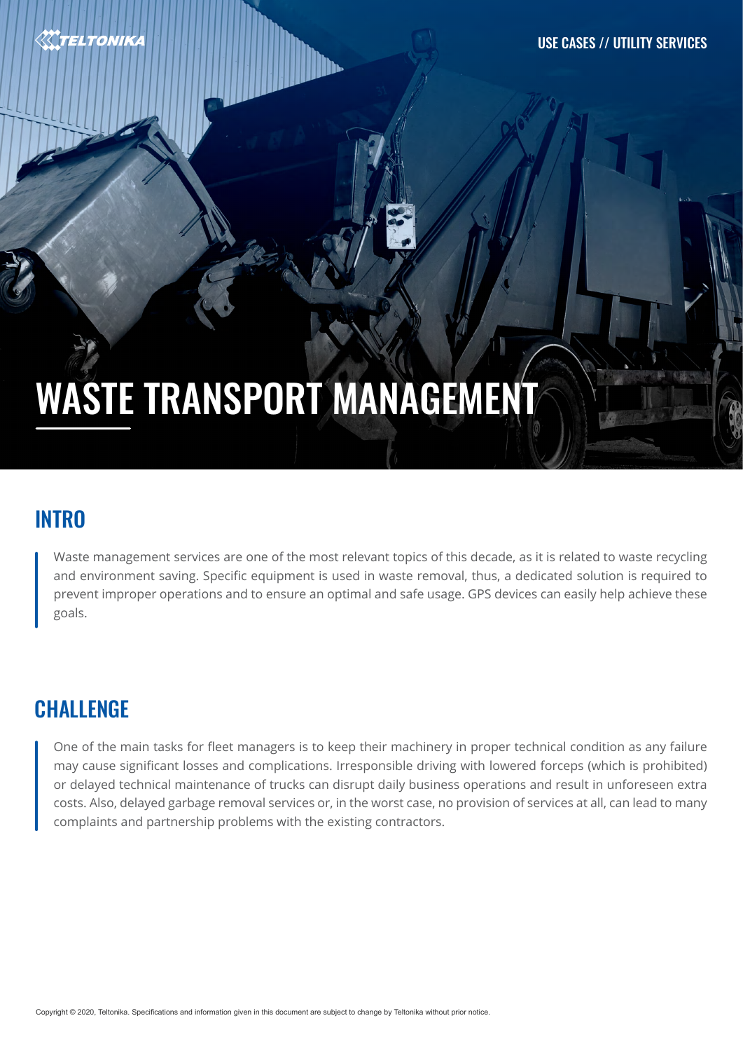USE CASES // UTILITY SERVICES

# WASTE TRANSPORT MANAGEMENT

## INTRO

Waste management services are one of the most relevant topics of this decade, as it is related to waste recycling and environment saving. Specific equipment is used in waste removal, thus, a dedicated solution is required to prevent improper operations and to ensure an optimal and safe usage. GPS devices can easily help achieve these goals.

## CHALLENGE

One of the main tasks for fleet managers is to keep their machinery in proper technical condition as any failure may cause significant losses and complications. Irresponsible driving with lowered forceps (which is prohibited) or delayed technical maintenance of trucks can disrupt daily business operations and result in unforeseen extra costs. Also, delayed garbage removal services or, in the worst case, no provision of services at all, can lead to many complaints and partnership problems with the existing contractors.

Copyright © 2020, Teltonika. Specifications and information given in this document are subject to change by Teltonika without prior notice.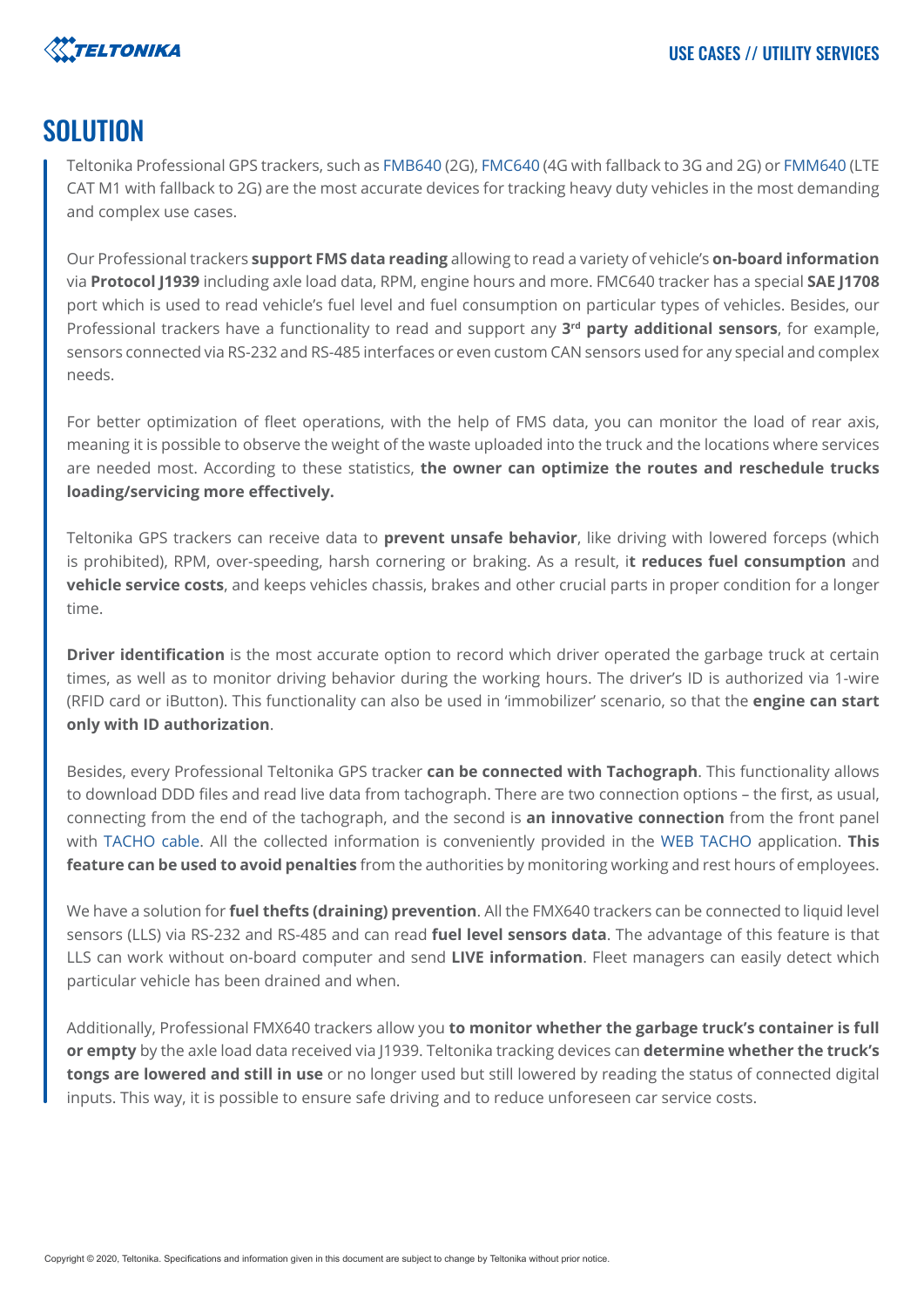# SOLUTION

Teltonika Professional GPS trackers, such as FMB640 (2G), FMC640 (4G with fallback to 3G and 2G) or FMM640 (LTE CAT M1 with fallback to 2G) are the most accurate devices for tracking heavy duty vehicles in the most demanding and complex use cases.

Our Professional trackers **support FMS data reading** allowing to read a variety of vehicle's **on-board information** via **Protocol J1939** including axle load data, RPM, engine hours and more. FMC640 tracker has a special **SAE J1708** port which is used to read vehicle's fuel level and fuel consumption on particular types of vehicles. Besides, our Professional trackers have a functionality to read and support any **3rd party additional sensors**, for example, sensors connected via RS-232 and RS-485 interfaces or even custom CAN sensors used for any special and complex needs.

For better optimization of fleet operations, with the help of FMS data, you can monitor the load of rear axis, meaning it is possible to observe the weight of the waste uploaded into the truck and the locations where services are needed most. According to these statistics, **the owner can optimize the routes and reschedule trucks loading/servicing more effectively.**

Teltonika GPS trackers can receive data to **prevent unsafe behavior**, like driving with lowered forceps (which is prohibited), RPM, over-speeding, harsh cornering or braking. As a result, i**t reduces fuel consumption** and **vehicle service costs**, and keeps vehicles chassis, brakes and other crucial parts in proper condition for a longer time.

**Driver identification** is the most accurate option to record which driver operated the garbage truck at certain times, as well as to monitor driving behavior during the working hours. The driver's ID is authorized via 1-wire (RFID card or iButton). This functionality can also be used in 'immobilizer' scenario, so that the **engine can start only with ID authorization**.

Besides, every Professional Teltonika GPS tracker **can be connected with Tachograph**. This functionality allows to download DDD files and read live data from tachograph. There are two connection options – the first, as usual, connecting from the end of the tachograph, and the second is **an innovative connection** from the front panel with TACHO cable. All the collected information is conveniently provided in the WEB TACHO application. **This feature can be used to avoid penalties** from the authorities by monitoring working and rest hours of employees.

We have a solution for **fuel thefts (draining) prevention**. All the FMX640 trackers can be connected to liquid level sensors (LLS) via RS-232 and RS-485 and can read **fuel level sensors data**. The advantage of this feature is that LLS can work without on-board computer and send **LIVE information**. Fleet managers can easily detect which particular vehicle has been drained and when.

Additionally, Professional FMX640 trackers allow you **to monitor whether the garbage truck's container is full or empty** by the axle load data received via J1939. Teltonika tracking devices can **determine whether the truck's tongs are lowered and still in use** or no longer used but still lowered by reading the status of connected digital inputs. This way, it is possible to ensure safe driving and to reduce unforeseen car service costs.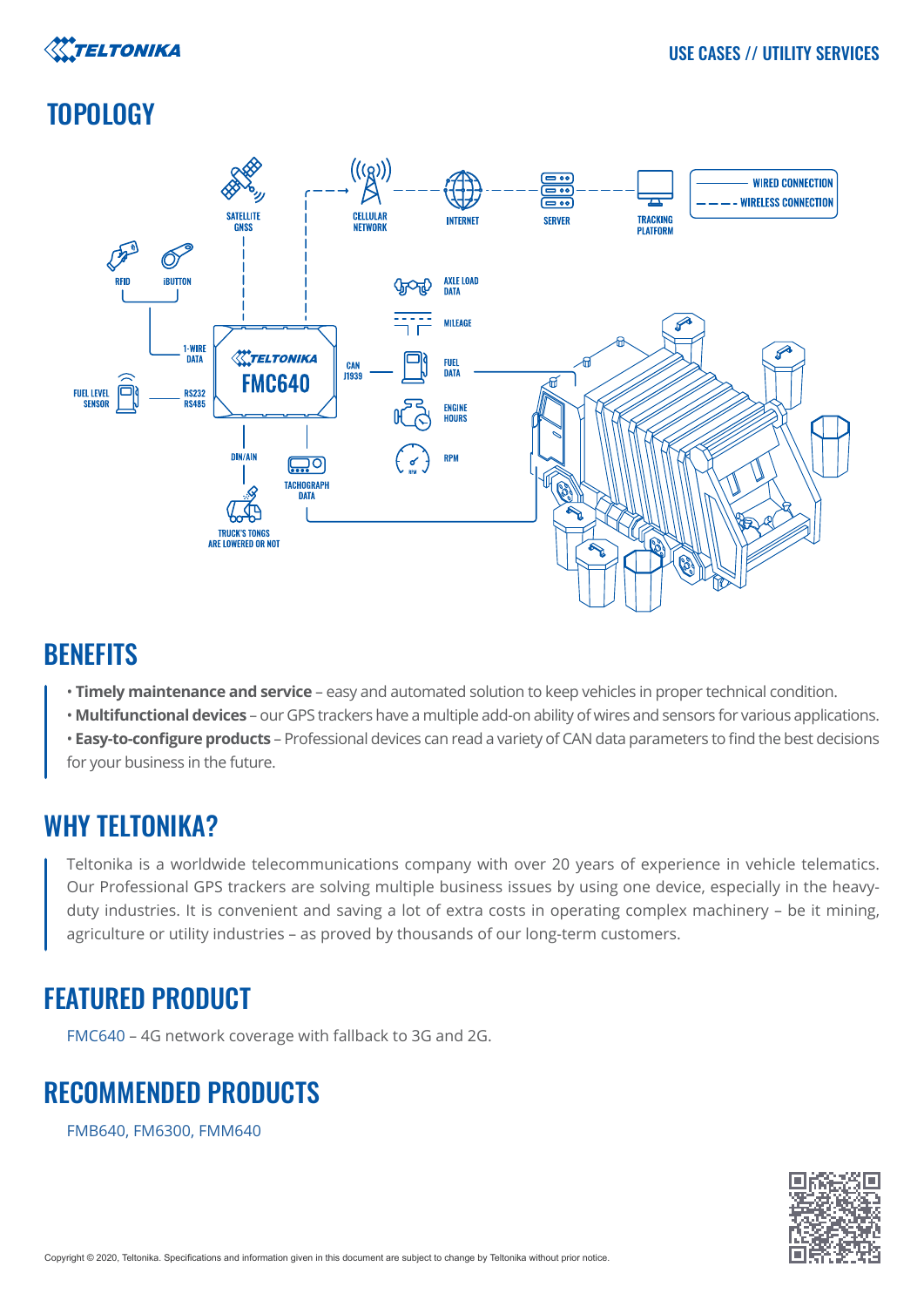# TOPOLOGY

SATELLITE GNSS

CELLULAR NETWORK

INTERNET

SERVER

TRACKING PLATFORM

WIRED CONNECTION

WIRELESS CONNECTION

RFID

iBUTTON

1-WIRE DATA

FUEL LEVEL SENSOR

RS232 RS485

TELTONIKA FMC640

CAN J1939

AXLE LOAD DATA

MILEAGE

FUEL DATA

ENGINE HOURS

RPM

DIN/AIN

TACHOGRAPH DATA

TRUCK'S TONGS ARE LOWERED OR NOT

# BENEFITS

- **Timely maintenance and service** – easy and automated solution to keep vehicles in proper technical condition.
- **Multifunctional devices** – our GPS trackers have a multiple add-on ability of wires and sensors for various applications.
- **Easy-to-configure products** – Professional devices can read a variety of CAN data parameters to find the best decisions for your business in the future.

# WHY TELTONIKA?

Teltonika is a worldwide telecommunications company with over 20 years of experience in vehicle telematics. Our Professional GPS trackers are solving multiple business issues by using one device, especially in the heavy-duty industries. It is convenient and saving a lot of extra costs in operating complex machinery – be it mining, agriculture or utility industries – as proved by thousands of our long-term customers.

# FEATURED PRODUCT

FMC640 – 4G network coverage with fallback to 3G and 2G.

# RECOMMENDED PRODUCTS

FMB640, FM6300, FMM640

Copyright © 2020, Teltonika. Specifications and information given in this document are subject to change by Teltonika without prior notice.